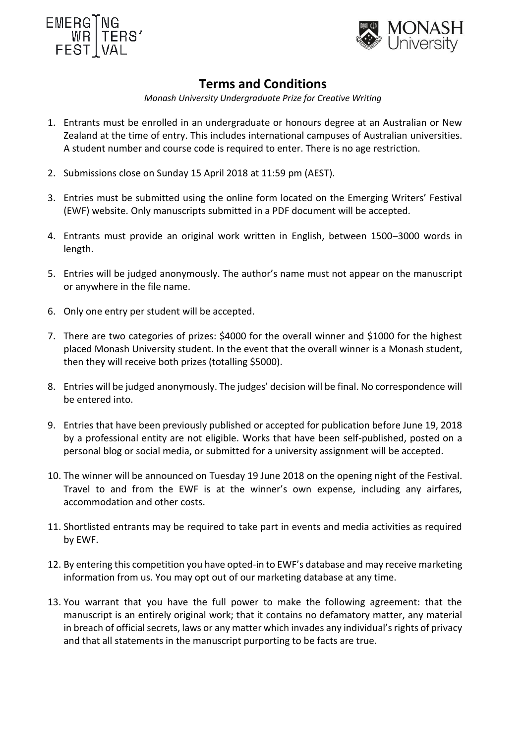# Terms and Conditions

*Monash University Undergraduate Prize for Creative Writing*

1. Entrants must be enrolled in an undergraduate or honours degree at an Australian or New Zealand at the time of entry. This includes international campuses of Australian universities. A student number and course code is required to enter. There is no age restriction.

2. Submissions close on Sunday 15 April 2018 at 11:59 pm (AEST).

3. Entries must be submitted using the online form located on the Emerging Writers' Festival (EWF) website. Only manuscripts submitted in a PDF document will be accepted.

4. Entrants must provide an original work written in English, between 1500–3000 words in length.

5. Entries will be judged anonymously. The author's name must not appear on the manuscript or anywhere in the file name.

6. Only one entry per student will be accepted.

7. There are two categories of prizes: $4000 for the overall winner and $1000 for the highest placed Monash University student. In the event that the overall winner is a Monash student, then they will receive both prizes (totalling $5000).

8. Entries will be judged anonymously. The judges' decision will be final. No correspondence will be entered into.

9. Entries that have been previously published or accepted for publication before June 19, 2018 by a professional entity are not eligible. Works that have been self-published, posted on a personal blog or social media, or submitted for a university assignment will be accepted.

10. The winner will be announced on Tuesday 19 June 2018 on the opening night of the Festival. Travel to and from the EWF is at the winner's own expense, including any airfares, accommodation and other costs.

11. Shortlisted entrants may be required to take part in events and media activities as required by EWF.

12. By entering this competition you have opted-in to EWF's database and may receive marketing information from us. You may opt out of our marketing database at any time.

13. You warrant that you have the full power to make the following agreement: that the manuscript is an entirely original work; that it contains no defamatory matter, any material in breach of official secrets, laws or any matter which invades any individual's rights of privacy and that all statements in the manuscript purporting to be facts are true.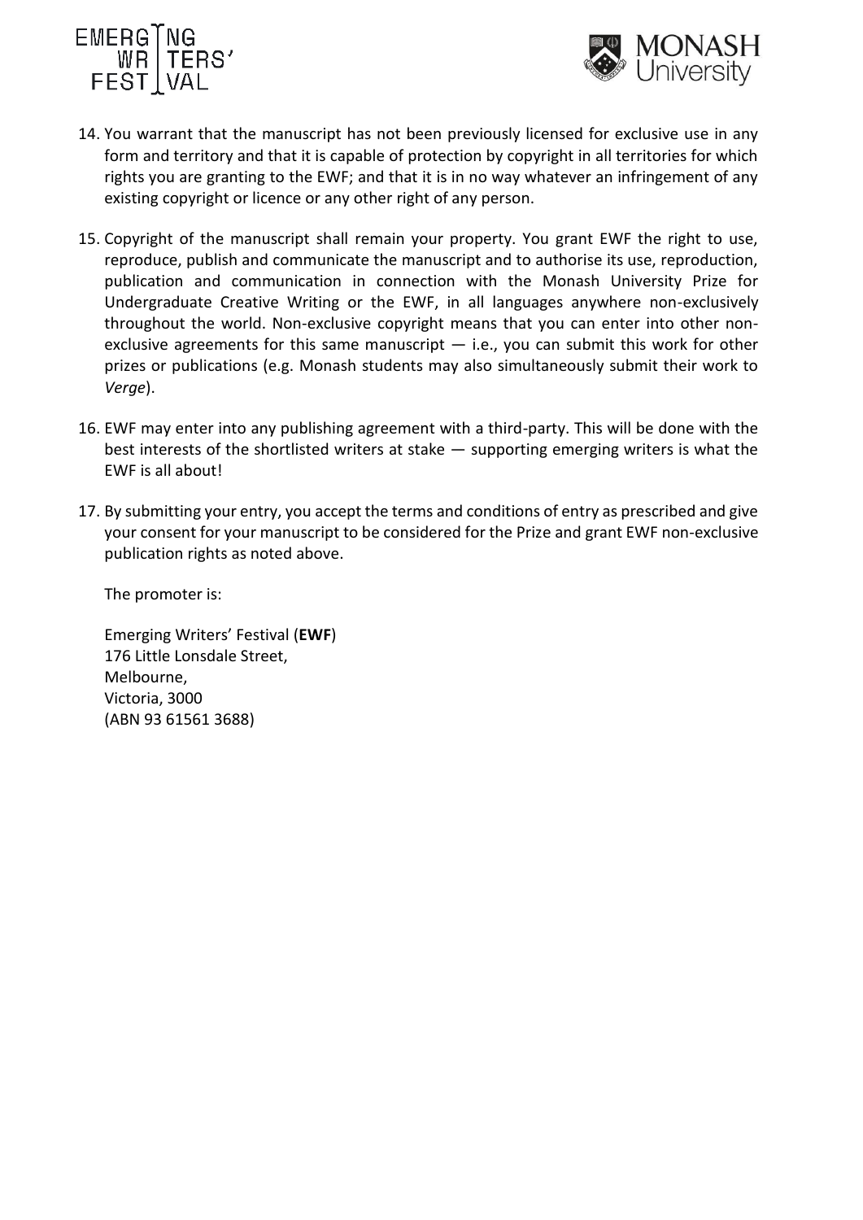14. You warrant that the manuscript has not been previously licensed for exclusive use in any form and territory and that it is capable of protection by copyright in all territories for which rights you are granting to the EWF; and that it is in no way whatever an infringement of any existing copyright or licence or any other right of any person.

15. Copyright of the manuscript shall remain your property. You grant EWF the right to use, reproduce, publish and communicate the manuscript and to authorise its use, reproduction, publication and communication in connection with the Monash University Prize for Undergraduate Creative Writing or the EWF, in all languages anywhere non-exclusively throughout the world. Non-exclusive copyright means that you can enter into other non-exclusive agreements for this same manuscript — i.e., you can submit this work for other prizes or publications (e.g. Monash students may also simultaneously submit their work to *Verge*).

16. EWF may enter into any publishing agreement with a third-party. This will be done with the best interests of the shortlisted writers at stake — supporting emerging writers is what the EWF is all about!

17. By submitting your entry, you accept the terms and conditions of entry as prescribed and give your consent for your manuscript to be considered for the Prize and grant EWF non-exclusive publication rights as noted above.

    The promoter is:

    Emerging Writers' Festival (**EWF**)
    176 Little Lonsdale Street,
    Melbourne,
    Victoria, 3000
    (ABN 93 61561 3688)